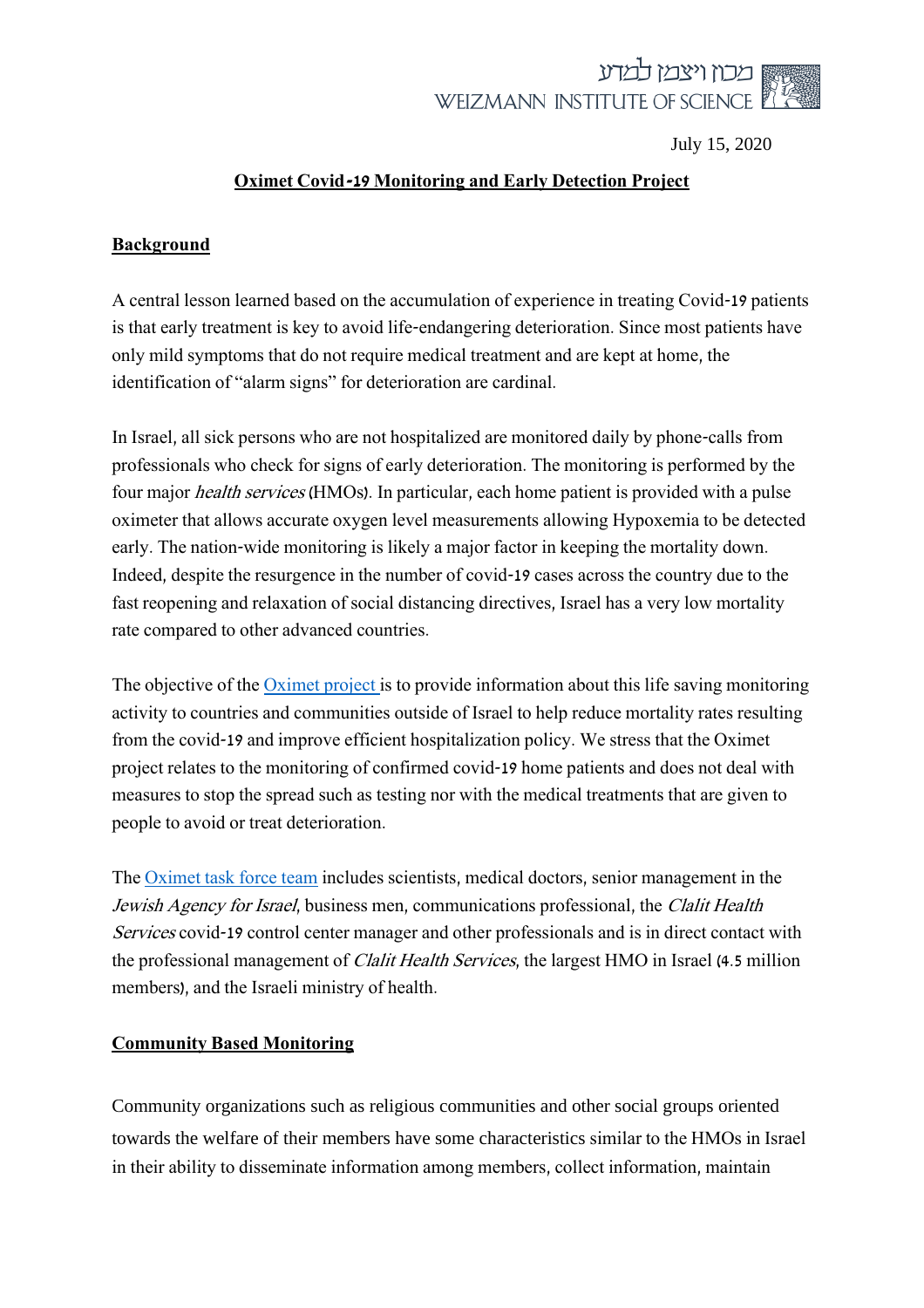מכון ויצמן למדע
WEIZMANN INSTITUTE OF SCIENCE

July 15, 2020

# Oximet Covid-19 Monitoring and Early Detection Project

## Background

A central lesson learned based on the accumulation of experience in treating Covid-19 patients is that early treatment is key to avoid life-endangering deterioration. Since most patients have only mild symptoms that do not require medical treatment and are kept at home, the identification of "alarm signs" for deterioration are cardinal.

In Israel, all sick persons who are not hospitalized are monitored daily by phone-calls from professionals who check for signs of early deterioration. The monitoring is performed by the four major *health services* (HMOs). In particular, each home patient is provided with a pulse oximeter that allows accurate oxygen level measurements allowing Hypoxemia to be detected early. The nation-wide monitoring is likely a major factor in keeping the mortality down. Indeed, despite the resurgence in the number of covid-19 cases across the country due to the fast reopening and relaxation of social distancing directives, Israel has a very low mortality rate compared to other advanced countries.

The objective of the Oximet project is to provide information about this life saving monitoring activity to countries and communities outside of Israel to help reduce mortality rates resulting from the covid-19 and improve efficient hospitalization policy. We stress that the Oximet project relates to the monitoring of confirmed covid-19 home patients and does not deal with measures to stop the spread such as testing nor with the medical treatments that are given to people to avoid or treat deterioration.

The Oximet task force team includes scientists, medical doctors, senior management in the *Jewish Agency for Israel*, business men, communications professional, the *Clalit Health Services* covid-19 control center manager and other professionals and is in direct contact with the professional management of *Clalit Health Services*, the largest HMO in Israel (4.5 million members), and the Israeli ministry of health.

## Community Based Monitoring

Community organizations such as religious communities and other social groups oriented towards the welfare of their members have some characteristics similar to the HMOs in Israel in their ability to disseminate information among members, collect information, maintain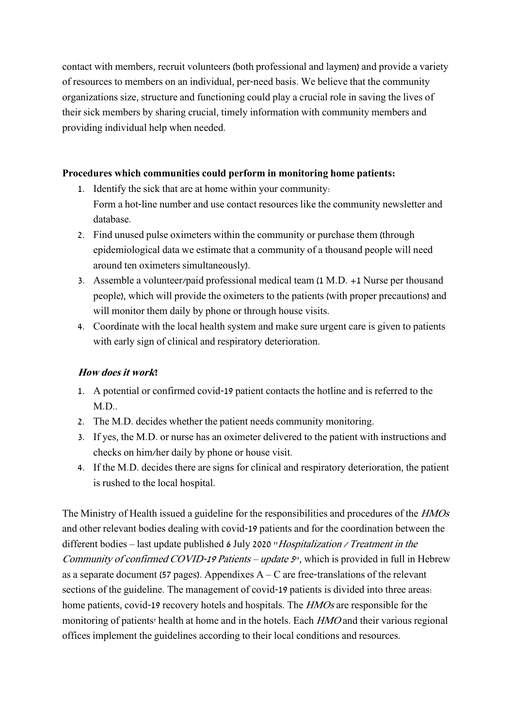contact with members, recruit volunteers (both professional and laymen) and provide a variety of resources to members on an individual, per-need basis. We believe that the community organizations size, structure and functioning could play a crucial role in saving the lives of their sick members by sharing crucial, timely information with community members and providing individual help when needed.

**Procedures which communities could perform in monitoring home patients:**

1. Identify the sick that are at home within your community:
   Form a hot-line number and use contact resources like the community newsletter and database.
2. Find unused pulse oximeters within the community or purchase them (through epidemiological data we estimate that a community of a thousand people will need around ten oximeters simultaneously).
3. Assemble a volunteer/paid professional medical team (1 M.D. +1 Nurse per thousand people), which will provide the oximeters to the patients (with proper precautions) and will monitor them daily by phone or through house visits.
4. Coordinate with the local health system and make sure urgent care is given to patients with early sign of clinical and respiratory deterioration.

***How does it work?***

1. A potential or confirmed covid-19 patient contacts the hotline and is referred to the M.D..
2. The M.D. decides whether the patient needs community monitoring.
3. If yes, the M.D. or nurse has an oximeter delivered to the patient with instructions and checks on him/her daily by phone or house visit.
4. If the M.D. decides there are signs for clinical and respiratory deterioration, the patient is rushed to the local hospital.

The Ministry of Health issued a guideline for the responsibilities and procedures of the *HMOs* and other relevant bodies dealing with covid-19 patients and for the coordination between the different bodies – last update published 6 July 2020 "*Hospitalization / Treatment in the Community of confirmed COVID-19 Patients – update 5*", which is provided in full in Hebrew as a separate document (57 pages). Appendixes A – C are free-translations of the relevant sections of the guideline. The management of covid-19 patients is divided into three areas: home patients, covid-19 recovery hotels and hospitals. The *HMOs* are responsible for the monitoring of patients' health at home and in the hotels. Each *HMO* and their various regional offices implement the guidelines according to their local conditions and resources.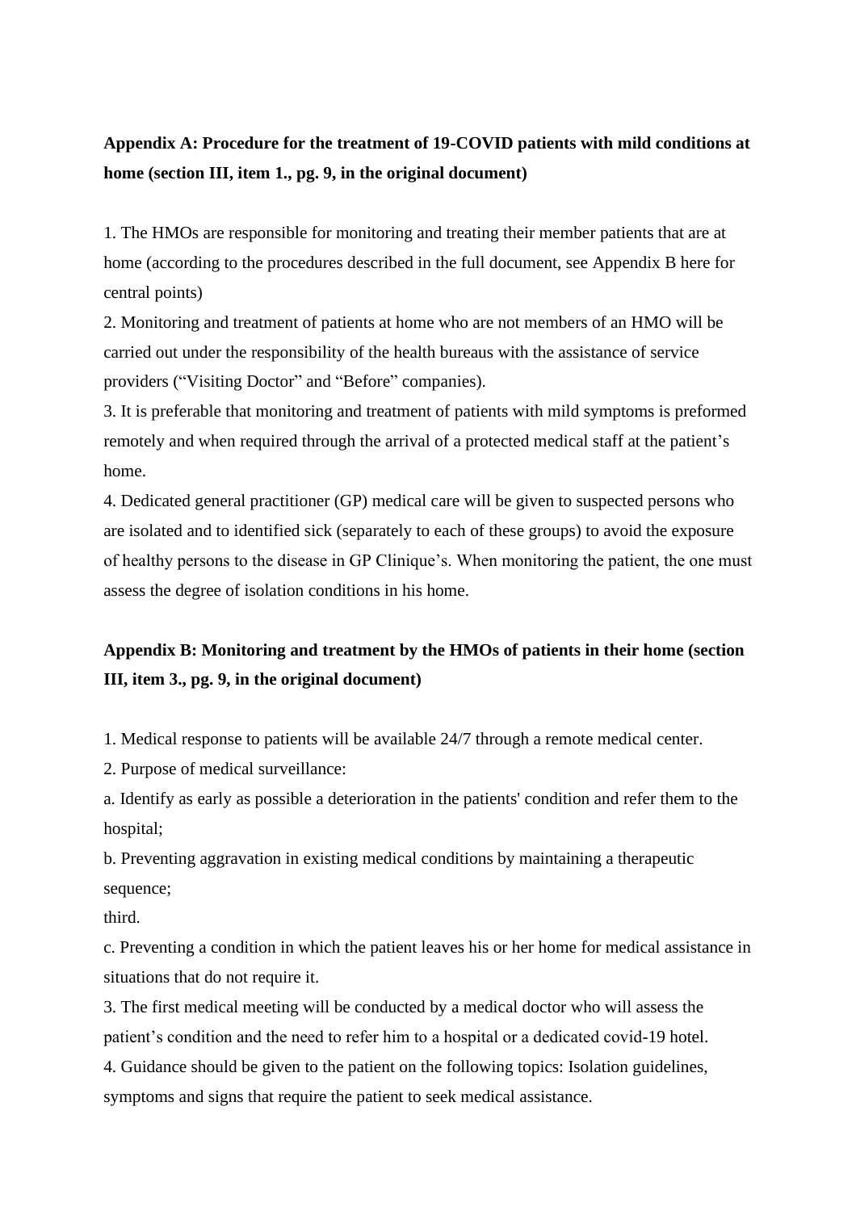## Appendix A: Procedure for the treatment of 19-COVID patients with mild conditions at home (section III, item 1., pg. 9, in the original document)

1. The HMOs are responsible for monitoring and treating their member patients that are at home (according to the procedures described in the full document, see Appendix B here for central points)
2. Monitoring and treatment of patients at home who are not members of an HMO will be carried out under the responsibility of the health bureaus with the assistance of service providers ("Visiting Doctor" and "Before" companies).
3. It is preferable that monitoring and treatment of patients with mild symptoms is preformed remotely and when required through the arrival of a protected medical staff at the patient's home.
4. Dedicated general practitioner (GP) medical care will be given to suspected persons who are isolated and to identified sick (separately to each of these groups) to avoid the exposure of healthy persons to the disease in GP Clinique's. When monitoring the patient, the one must assess the degree of isolation conditions in his home.

## Appendix B: Monitoring and treatment by the HMOs of patients in their home (section III, item 3., pg. 9, in the original document)

1. Medical response to patients will be available 24/7 through a remote medical center.
2. Purpose of medical surveillance:

a. Identify as early as possible a deterioration in the patients' condition and refer them to the hospital;

b. Preventing aggravation in existing medical conditions by maintaining a therapeutic sequence;

third.

c. Preventing a condition in which the patient leaves his or her home for medical assistance in situations that do not require it.

3. The first medical meeting will be conducted by a medical doctor who will assess the patient's condition and the need to refer him to a hospital or a dedicated covid-19 hotel.
4. Guidance should be given to the patient on the following topics: Isolation guidelines, symptoms and signs that require the patient to seek medical assistance.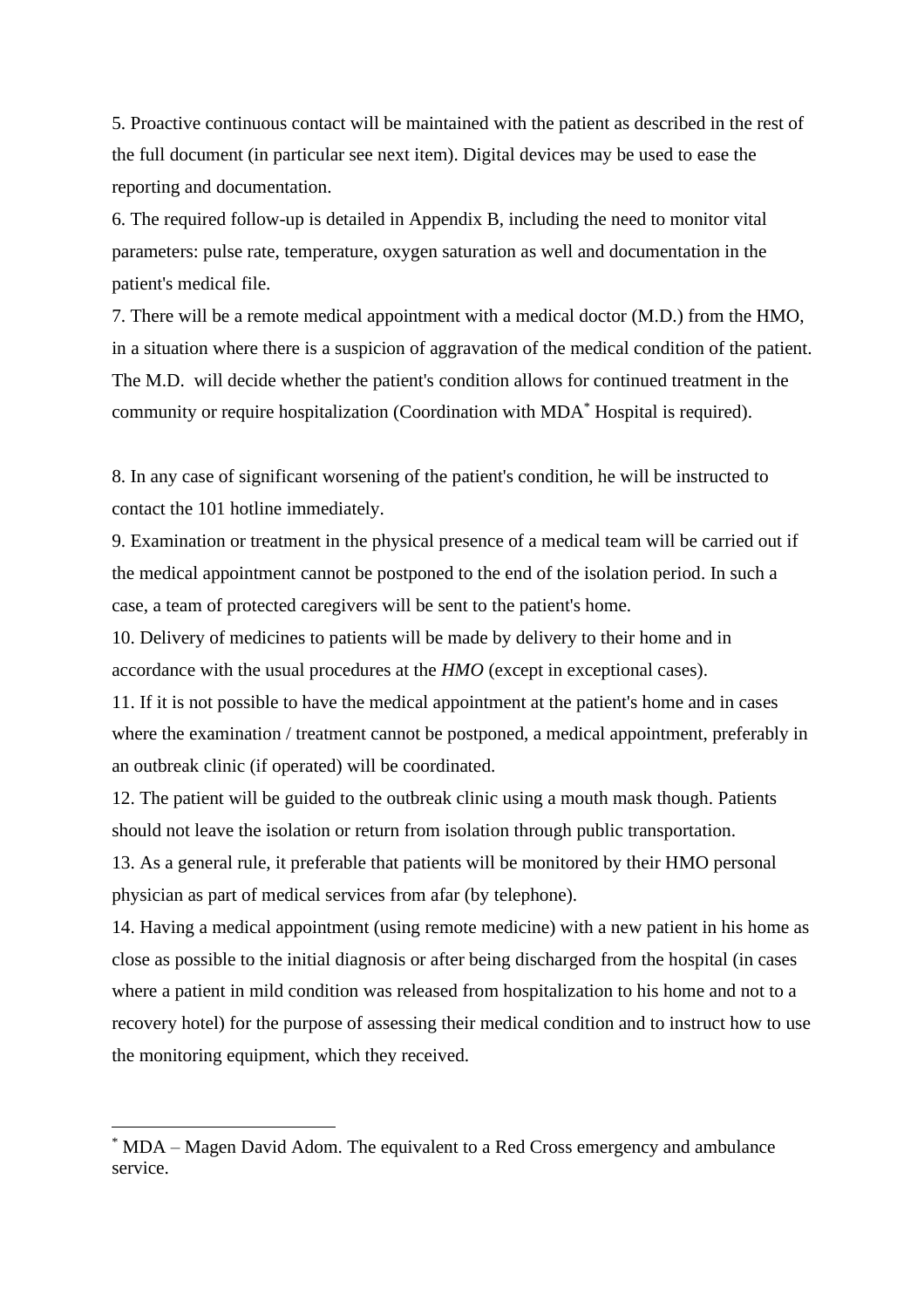5. Proactive continuous contact will be maintained with the patient as described in the rest of the full document (in particular see next item). Digital devices may be used to ease the reporting and documentation.

6. The required follow-up is detailed in Appendix B, including the need to monitor vital parameters: pulse rate, temperature, oxygen saturation as well and documentation in the patient's medical file.

7. There will be a remote medical appointment with a medical doctor (M.D.) from the HMO, in a situation where there is a suspicion of aggravation of the medical condition of the patient. The M.D. will decide whether the patient's condition allows for continued treatment in the community or require hospitalization (Coordination with MDA[*] Hospital is required).

8. In any case of significant worsening of the patient's condition, he will be instructed to contact the 101 hotline immediately.

9. Examination or treatment in the physical presence of a medical team will be carried out if the medical appointment cannot be postponed to the end of the isolation period. In such a case, a team of protected caregivers will be sent to the patient's home.

10. Delivery of medicines to patients will be made by delivery to their home and in accordance with the usual procedures at the *HMO* (except in exceptional cases).

11. If it is not possible to have the medical appointment at the patient's home and in cases where the examination / treatment cannot be postponed, a medical appointment, preferably in an outbreak clinic (if operated) will be coordinated.

12. The patient will be guided to the outbreak clinic using a mouth mask though. Patients should not leave the isolation or return from isolation through public transportation.

13. As a general rule, it preferable that patients will be monitored by their HMO personal physician as part of medical services from afar (by telephone).

14. Having a medical appointment (using remote medicine) with a new patient in his home as close as possible to the initial diagnosis or after being discharged from the hospital (in cases where a patient in mild condition was released from hospitalization to his home and not to a recovery hotel) for the purpose of assessing their medical condition and to instruct how to use the monitoring equipment, which they received.

---

[*] MDA – Magen David Adom. The equivalent to a Red Cross emergency and ambulance service.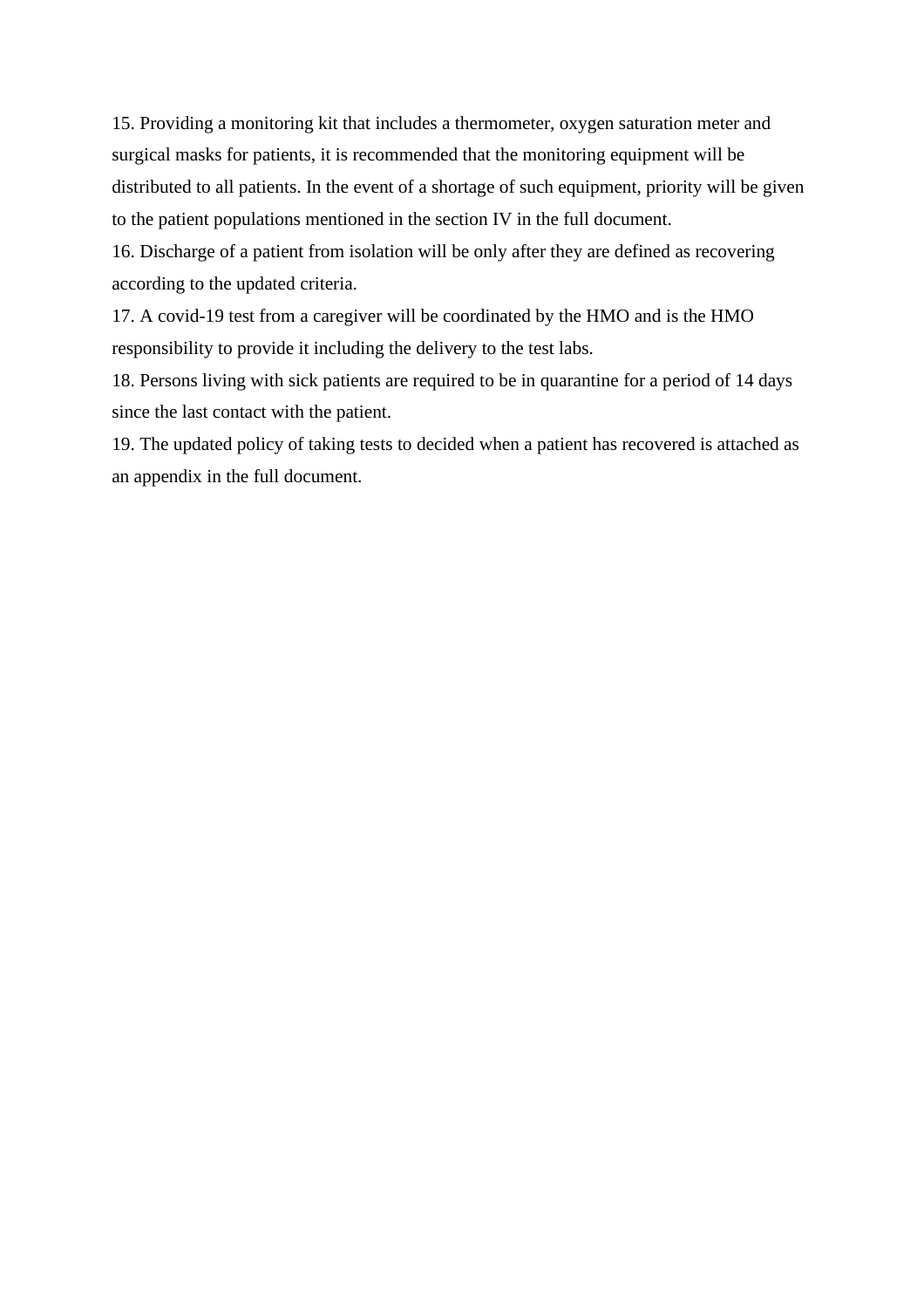15. Providing a monitoring kit that includes a thermometer, oxygen saturation meter and surgical masks for patients, it is recommended that the monitoring equipment will be distributed to all patients. In the event of a shortage of such equipment, priority will be given to the patient populations mentioned in the section IV in the full document.

16. Discharge of a patient from isolation will be only after they are defined as recovering according to the updated criteria.

17. A covid-19 test from a caregiver will be coordinated by the HMO and is the HMO responsibility to provide it including the delivery to the test labs.

18. Persons living with sick patients are required to be in quarantine for a period of 14 days since the last contact with the patient.

19. The updated policy of taking tests to decided when a patient has recovered is attached as an appendix in the full document.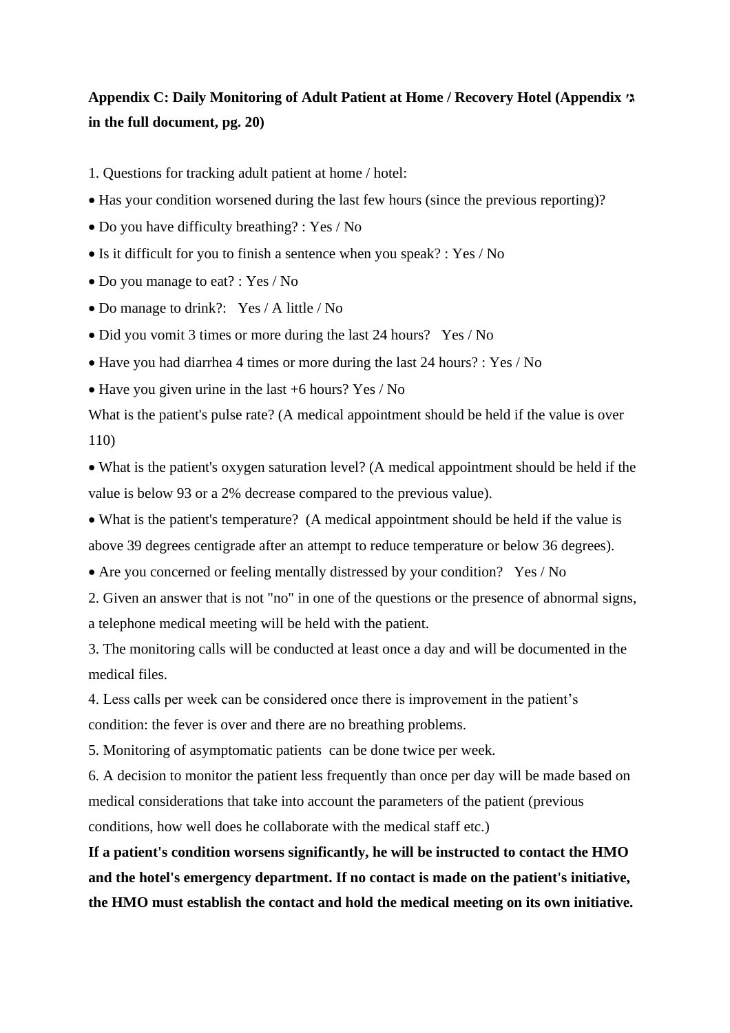**Appendix C: Daily Monitoring of Adult Patient at Home / Recovery Hotel (Appendix ג' in the full document, pg. 20)**

1. Questions for tracking adult patient at home / hotel:

- Has your condition worsened during the last few hours (since the previous reporting)?
- Do you have difficulty breathing? : Yes / No
- Is it difficult for you to finish a sentence when you speak? : Yes / No
- Do you manage to eat? : Yes / No
- Do manage to drink?: Yes / A little / No
- Did you vomit 3 times or more during the last 24 hours? Yes / No
- Have you had diarrhea 4 times or more during the last 24 hours? : Yes / No
- Have you given urine in the last +6 hours? Yes / No

What is the patient's pulse rate? (A medical appointment should be held if the value is over 110)

- What is the patient's oxygen saturation level? (A medical appointment should be held if the value is below 93 or a 2% decrease compared to the previous value).
- What is the patient's temperature? (A medical appointment should be held if the value is above 39 degrees centigrade after an attempt to reduce temperature or below 36 degrees).
- Are you concerned or feeling mentally distressed by your condition? Yes / No

2. Given an answer that is not "no" in one of the questions or the presence of abnormal signs, a telephone medical meeting will be held with the patient.

3. The monitoring calls will be conducted at least once a day and will be documented in the medical files.

4. Less calls per week can be considered once there is improvement in the patient's condition: the fever is over and there are no breathing problems.

5. Monitoring of asymptomatic patients can be done twice per week.

6. A decision to monitor the patient less frequently than once per day will be made based on medical considerations that take into account the parameters of the patient (previous conditions, how well does he collaborate with the medical staff etc.)

**If a patient's condition worsens significantly, he will be instructed to contact the HMO and the hotel's emergency department. If no contact is made on the patient's initiative, the HMO must establish the contact and hold the medical meeting on its own initiative.**